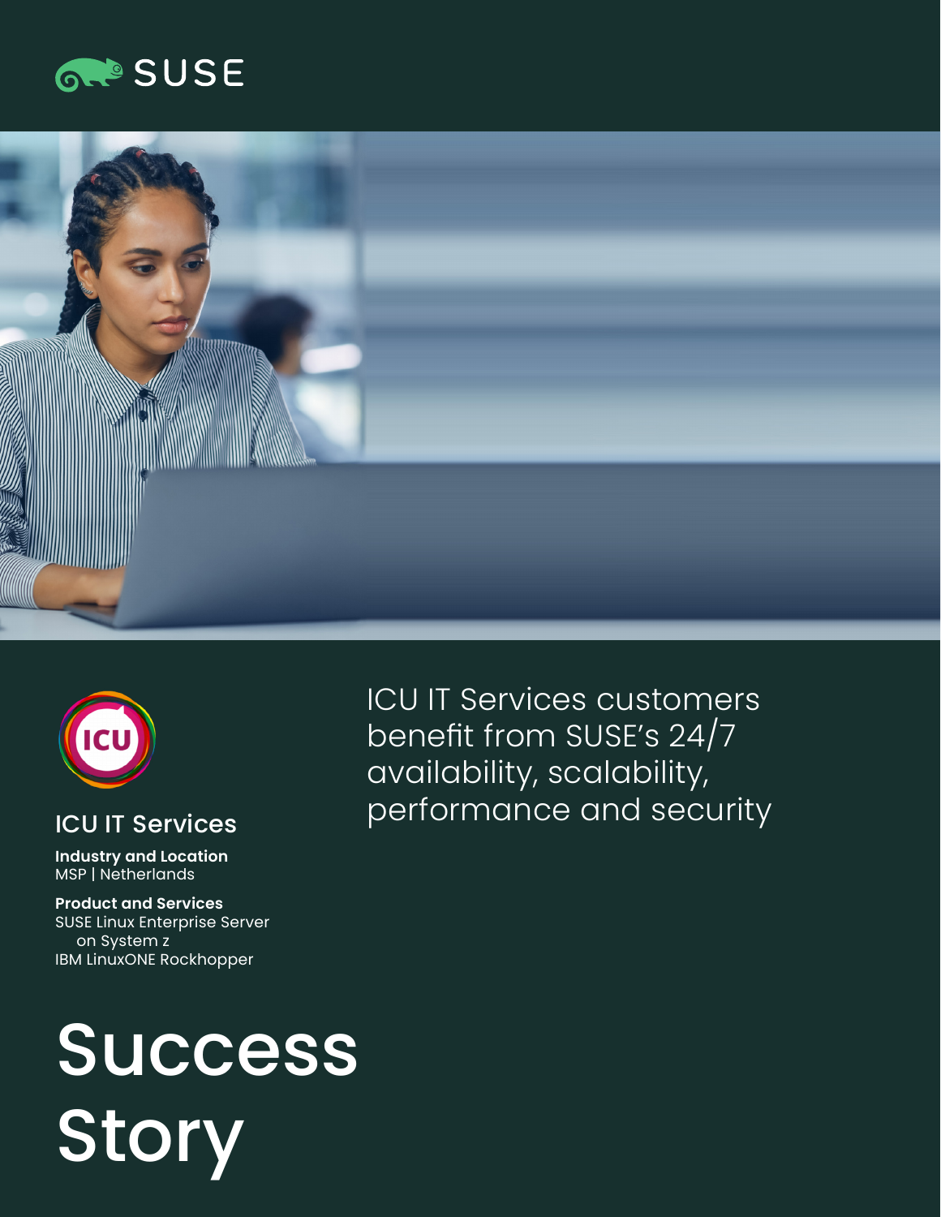SUSE

# ICU IT Services customers benefit from SUSE's 24/7 availability, scalability, performance and security

## ICU IT Services

**Industry and Location**
MSP | Netherlands

**Product and Services**
SUSE Linux Enterprise Server on System z
IBM LinuxONE Rockhopper

# Success Story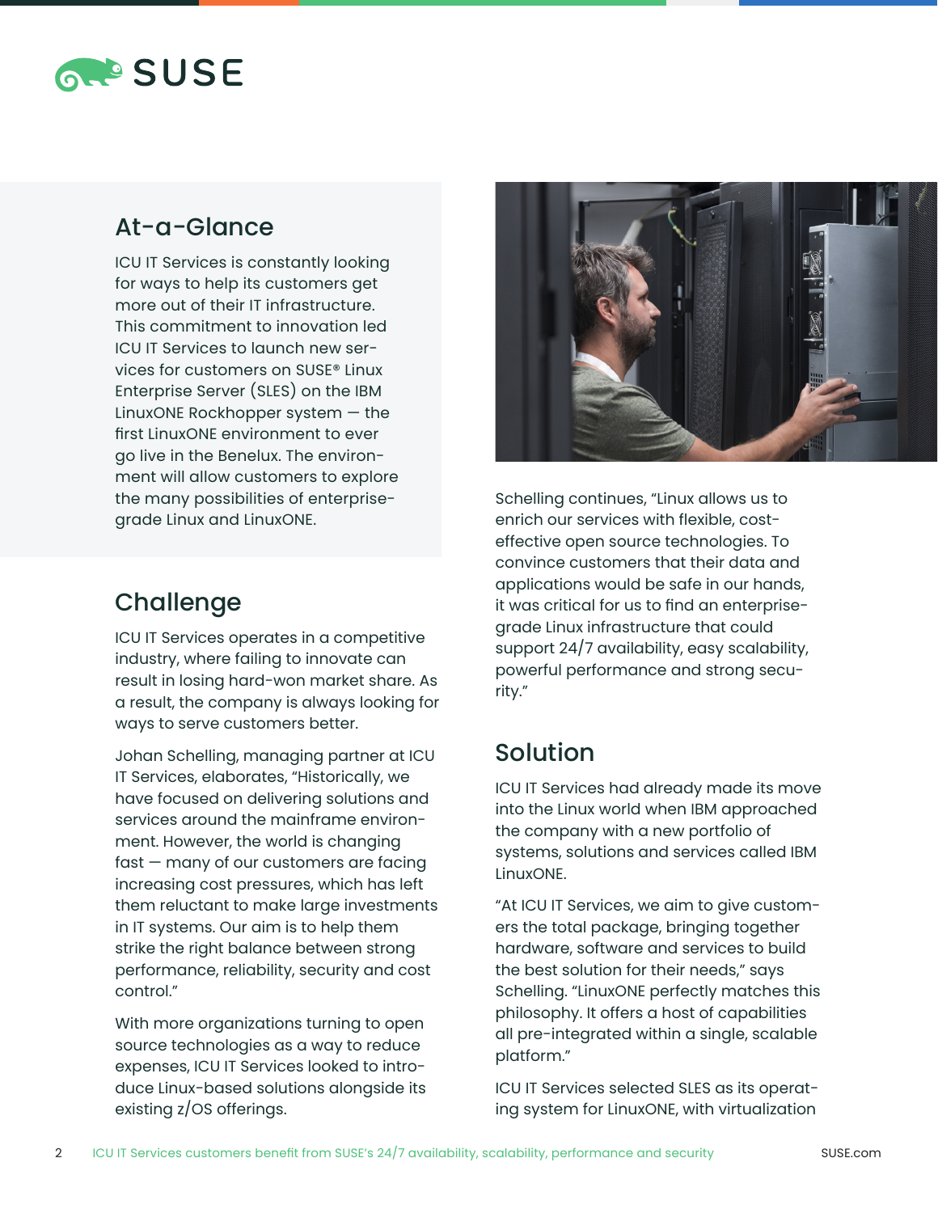## At-a-Glance

ICU IT Services is constantly looking for ways to help its customers get more out of their IT infrastructure. This commitment to innovation led ICU IT Services to launch new services for customers on SUSE® Linux Enterprise Server (SLES) on the IBM LinuxONE Rockhopper system — the first LinuxONE environment to ever go live in the Benelux. The environment will allow customers to explore the many possibilities of enterprise-grade Linux and LinuxONE.

## Challenge

ICU IT Services operates in a competitive industry, where failing to innovate can result in losing hard-won market share. As a result, the company is always looking for ways to serve customers better.

Johan Schelling, managing partner at ICU IT Services, elaborates, "Historically, we have focused on delivering solutions and services around the mainframe environment. However, the world is changing fast — many of our customers are facing increasing cost pressures, which has left them reluctant to make large investments in IT systems. Our aim is to help them strike the right balance between strong performance, reliability, security and cost control."

With more organizations turning to open source technologies as a way to reduce expenses, ICU IT Services looked to introduce Linux-based solutions alongside its existing z/OS offerings.

Schelling continues, "Linux allows us to enrich our services with flexible, cost-effective open source technologies. To convince customers that their data and applications would be safe in our hands, it was critical for us to find an enterprise-grade Linux infrastructure that could support 24/7 availability, easy scalability, powerful performance and strong security."

## Solution

ICU IT Services had already made its move into the Linux world when IBM approached the company with a new portfolio of systems, solutions and services called IBM LinuxONE.

"At ICU IT Services, we aim to give customers the total package, bringing together hardware, software and services to build the best solution for their needs," says Schelling. "LinuxONE perfectly matches this philosophy. It offers a host of capabilities all pre-integrated within a single, scalable platform."

ICU IT Services selected SLES as its operating system for LinuxONE, with virtualization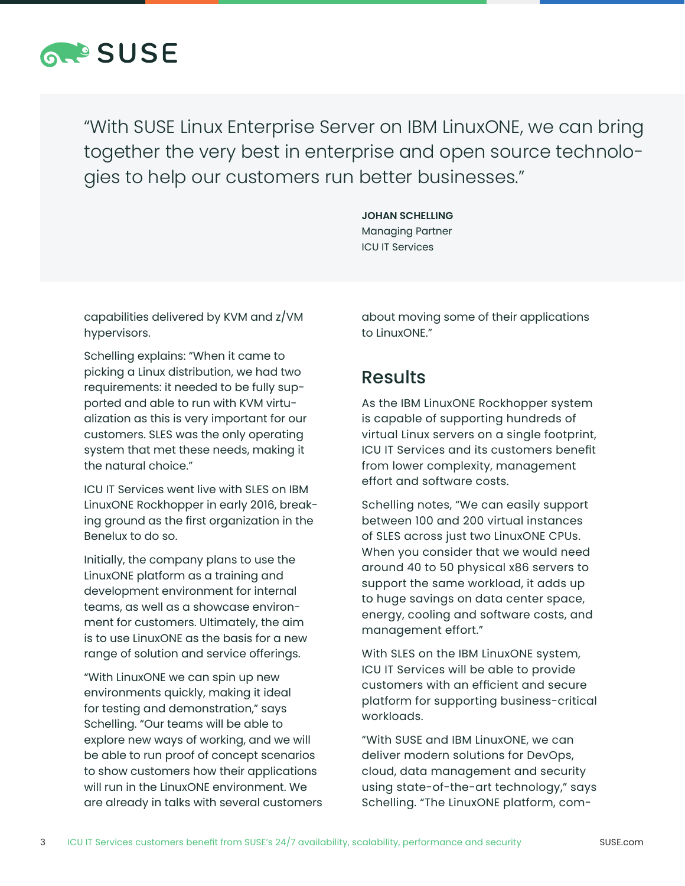> "With SUSE Linux Enterprise Server on IBM LinuxONE, we can bring together the very best in enterprise and open source technologies to help our customers run better businesses."
>
> **JOHAN SCHELLING**
> Managing Partner
> ICU IT Services

capabilities delivered by KVM and z/VM hypervisors.

Schelling explains: "When it came to picking a Linux distribution, we had two requirements: it needed to be fully supported and able to run with KVM virtualization as this is very important for our customers. SLES was the only operating system that met these needs, making it the natural choice."

ICU IT Services went live with SLES on IBM LinuxONE Rockhopper in early 2016, breaking ground as the first organization in the Benelux to do so.

Initially, the company plans to use the LinuxONE platform as a training and development environment for internal teams, as well as a showcase environment for customers. Ultimately, the aim is to use LinuxONE as the basis for a new range of solution and service offerings.

"With LinuxONE we can spin up new environments quickly, making it ideal for testing and demonstration," says Schelling. "Our teams will be able to explore new ways of working, and we will be able to run proof of concept scenarios to show customers how their applications will run in the LinuxONE environment. We are already in talks with several customers about moving some of their applications to LinuxONE."

## Results

As the IBM LinuxONE Rockhopper system is capable of supporting hundreds of virtual Linux servers on a single footprint, ICU IT Services and its customers benefit from lower complexity, management effort and software costs.

Schelling notes, "We can easily support between 100 and 200 virtual instances of SLES across just two LinuxONE CPUs. When you consider that we would need around 40 to 50 physical x86 servers to support the same workload, it adds up to huge savings on data center space, energy, cooling and software costs, and management effort."

With SLES on the IBM LinuxONE system, ICU IT Services will be able to provide customers with an efficient and secure platform for supporting business-critical workloads.

"With SUSE and IBM LinuxONE, we can deliver modern solutions for DevOps, cloud, data management and security using state-of-the-art technology," says Schelling. "The LinuxONE platform, com-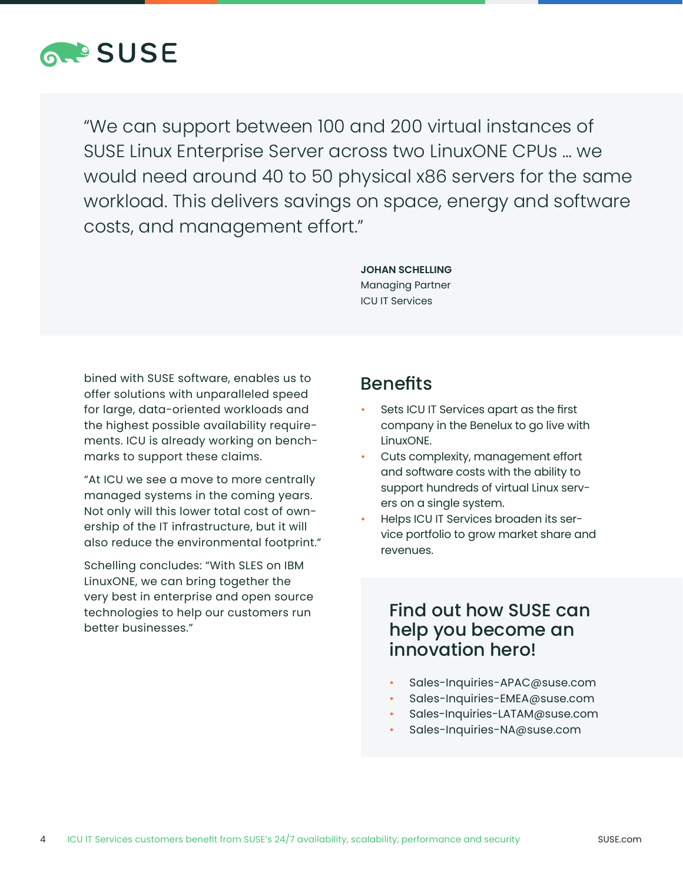“We can support between 100 and 200 virtual instances of SUSE Linux Enterprise Server across two LinuxONE CPUs … we would need around 40 to 50 physical x86 servers for the same workload. This delivers savings on space, energy and software costs, and management effort.”

**JOHAN SCHELLING**
Managing Partner
ICU IT Services

bined with SUSE software, enables us to offer solutions with unparalleled speed for large, data-oriented workloads and the highest possible availability requirements. ICU is already working on benchmarks to support these claims.

“At ICU we see a move to more centrally managed systems in the coming years. Not only will this lower total cost of ownership of the IT infrastructure, but it will also reduce the environmental footprint.”

Schelling concludes: “With SLES on IBM LinuxONE, we can bring together the very best in enterprise and open source technologies to help our customers run better businesses.”

## Benefits

- Sets ICU IT Services apart as the first company in the Benelux to go live with LinuxONE.
- Cuts complexity, management effort and software costs with the ability to support hundreds of virtual Linux servers on a single system.
- Helps ICU IT Services broaden its service portfolio to grow market share and revenues.

## Find out how SUSE can help you become an innovation hero!

- Sales-Inquiries-APAC@suse.com
- Sales-Inquiries-EMEA@suse.com
- Sales-Inquiries-LATAM@suse.com
- Sales-Inquiries-NA@suse.com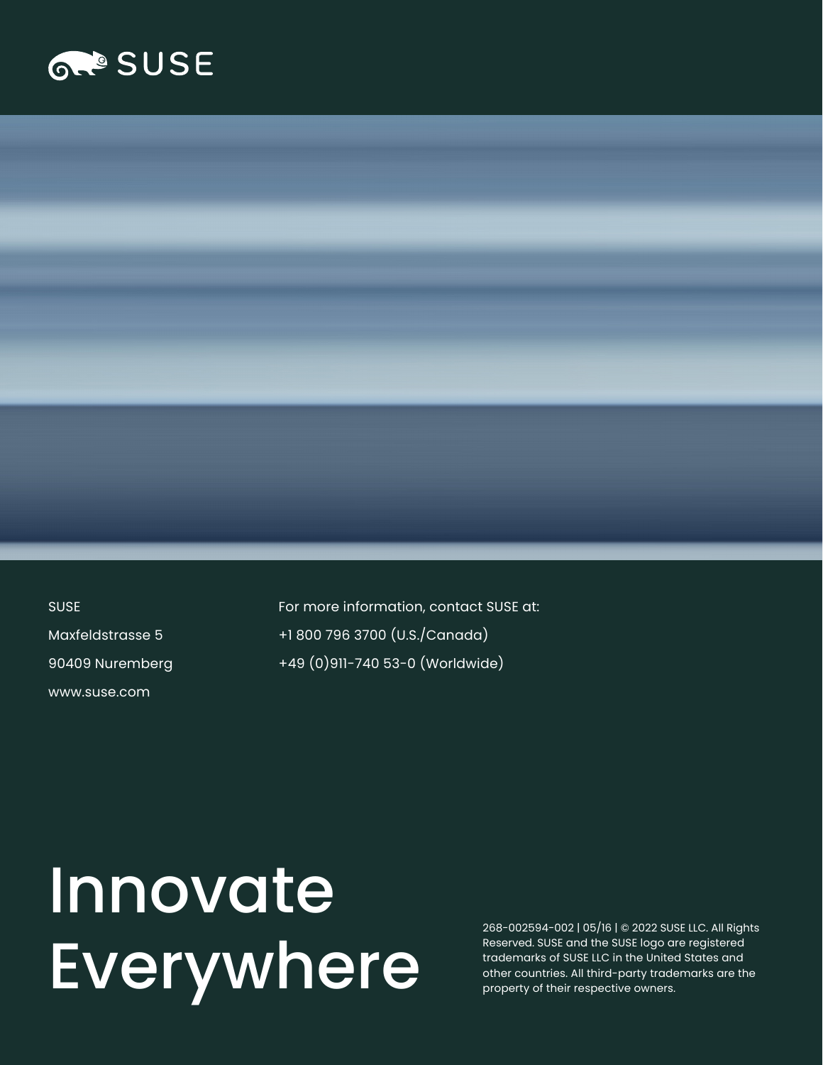SUSE

SUSE

Maxfeldstrasse 5

90409 Nuremberg

www.suse.com

For more information, contact SUSE at:

+1 800 796 3700 (U.S./Canada)

+49 (0)911-740 53-0 (Worldwide)

# Innovate Everywhere

268-002594-002 | 05/16 | © 2022 SUSE LLC. All Rights Reserved. SUSE and the SUSE logo are registered trademarks of SUSE LLC in the United States and other countries. All third-party trademarks are the property of their respective owners.